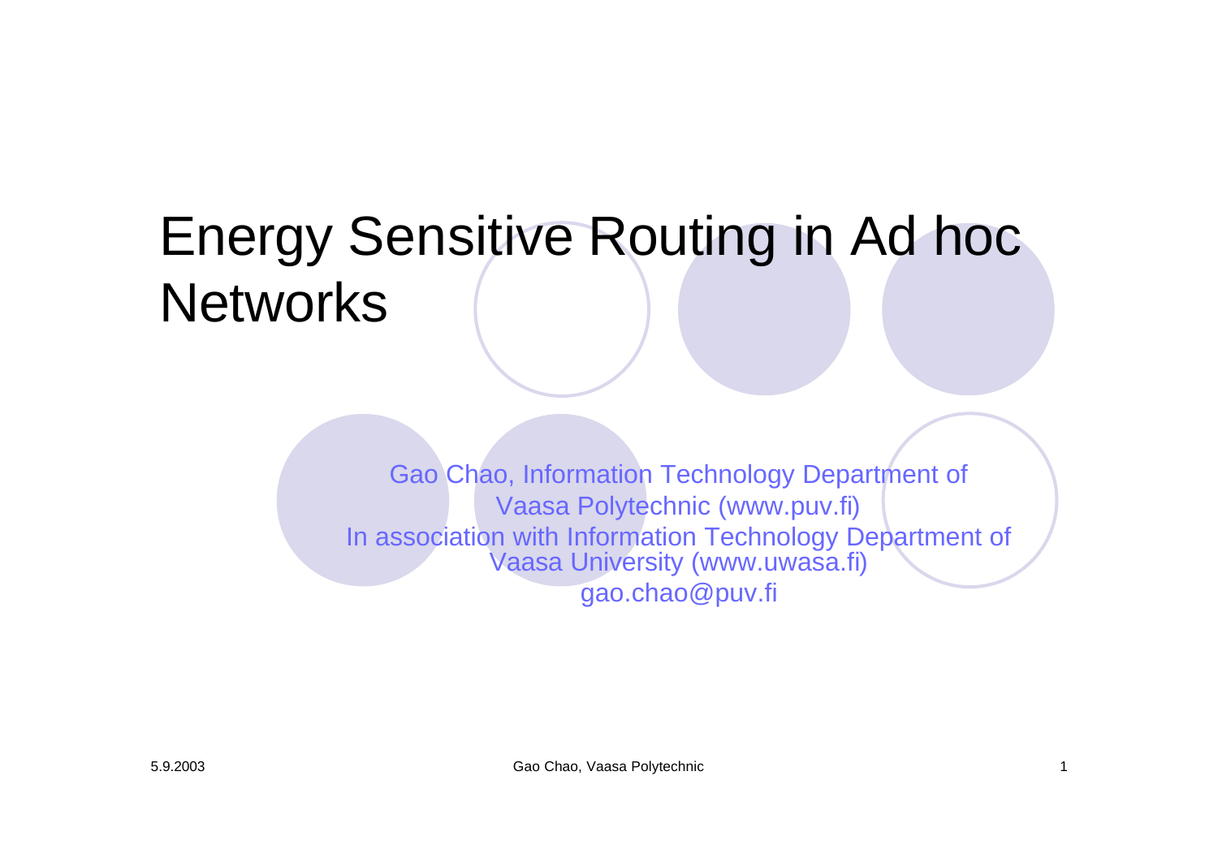# Energy Sensitive Routing in Ad hoc Networks

Gao Chao, Information Technology Department of Vaasa Polytechnic (www.puv.fi)

In association with Information Technology Department of Vaasa University (www.uwasa.fi)

gao.chao@puv.fi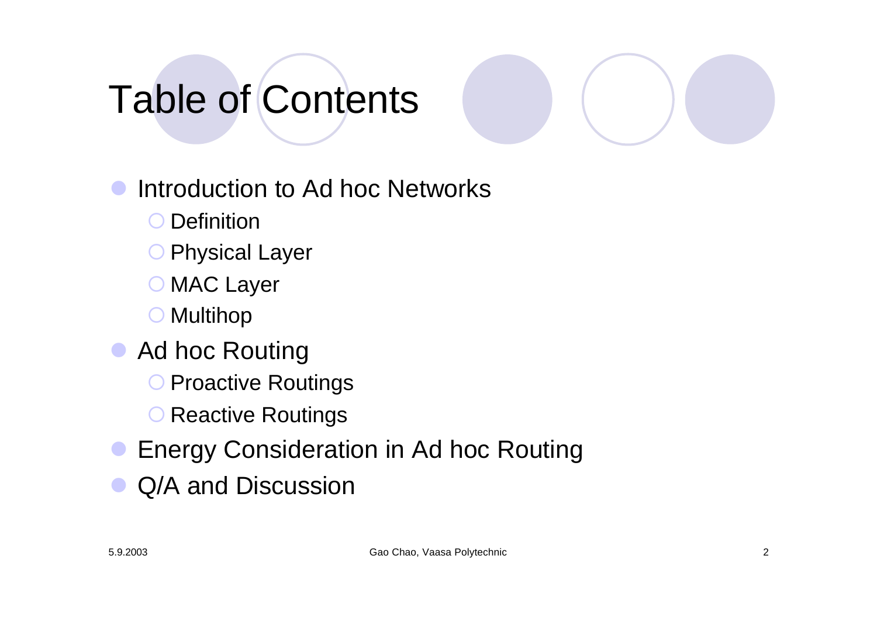# Table of Contents

- Introduction to Ad hoc Networks
  - Definition
  - Physical Layer
  - MAC Layer
  - Multihop
- Ad hoc Routing
  - Proactive Routings
  - Reactive Routings
- Energy Consideration in Ad hoc Routing
- Q/A and Discussion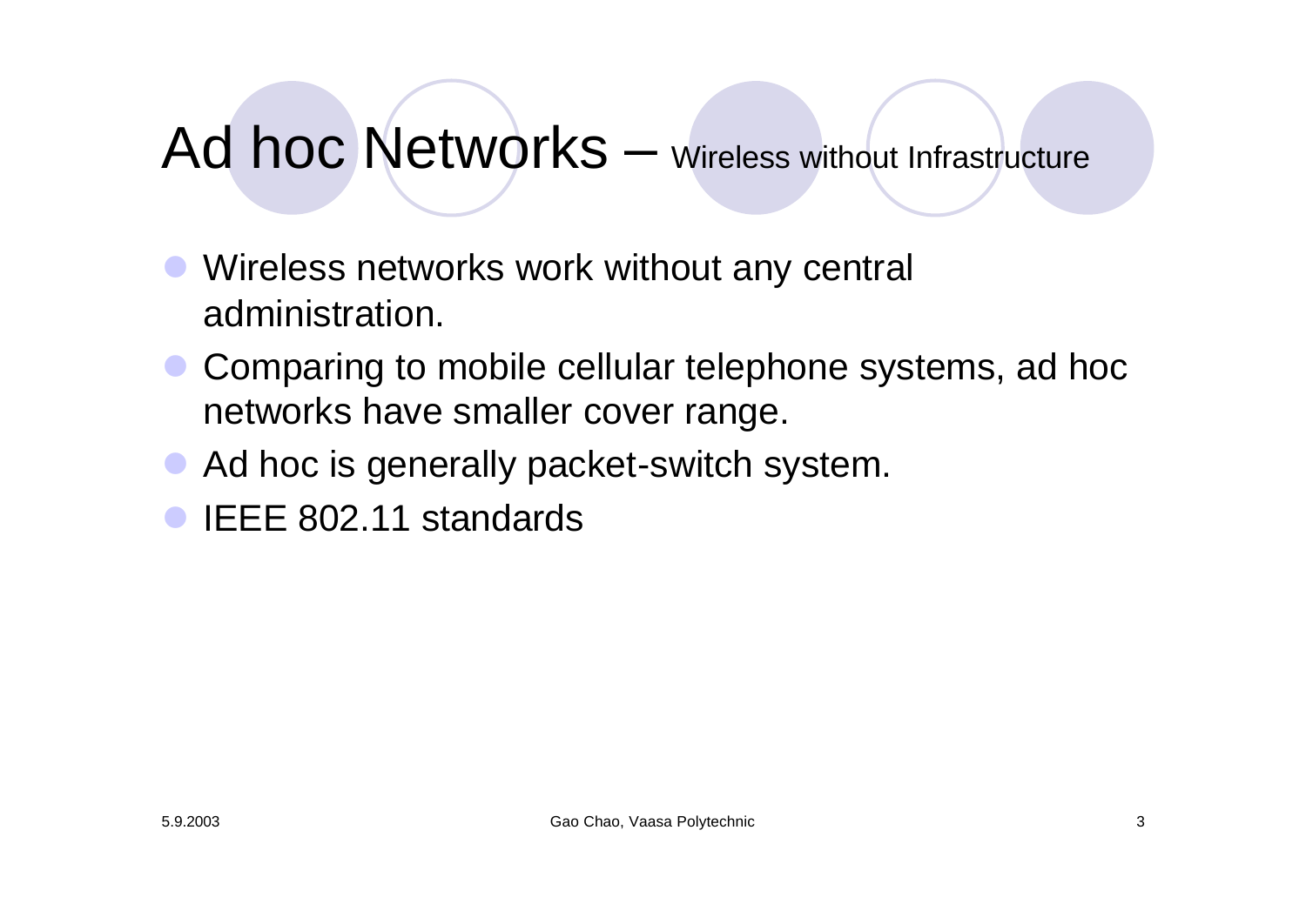# Ad hoc Networks – Wireless without Infrastructure

- Wireless networks work without any central administration.
- Comparing to mobile cellular telephone systems, ad hoc networks have smaller cover range.
- Ad hoc is generally packet-switch system.
- IEEE 802.11 standards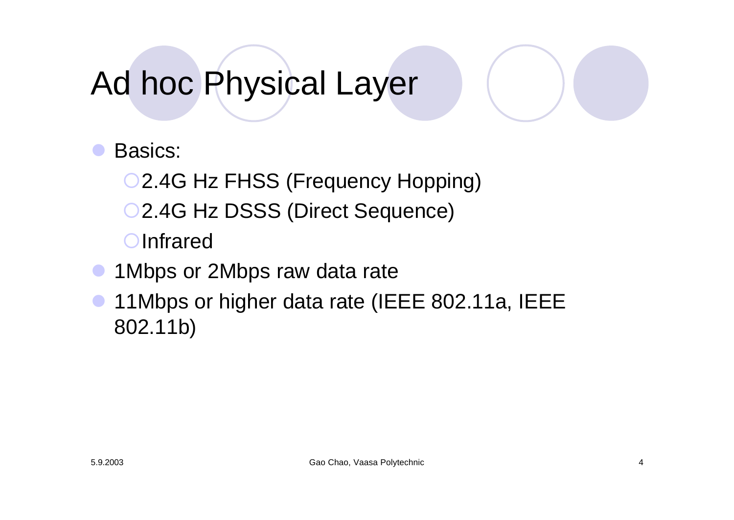# Ad hoc Physical Layer

- Basics:
  - 2.4G Hz FHSS (Frequency Hopping)
  - 2.4G Hz DSSS (Direct Sequence)
  - Infrared
- 1Mbps or 2Mbps raw data rate
- 11Mbps or higher data rate (IEEE 802.11a, IEEE 802.11b)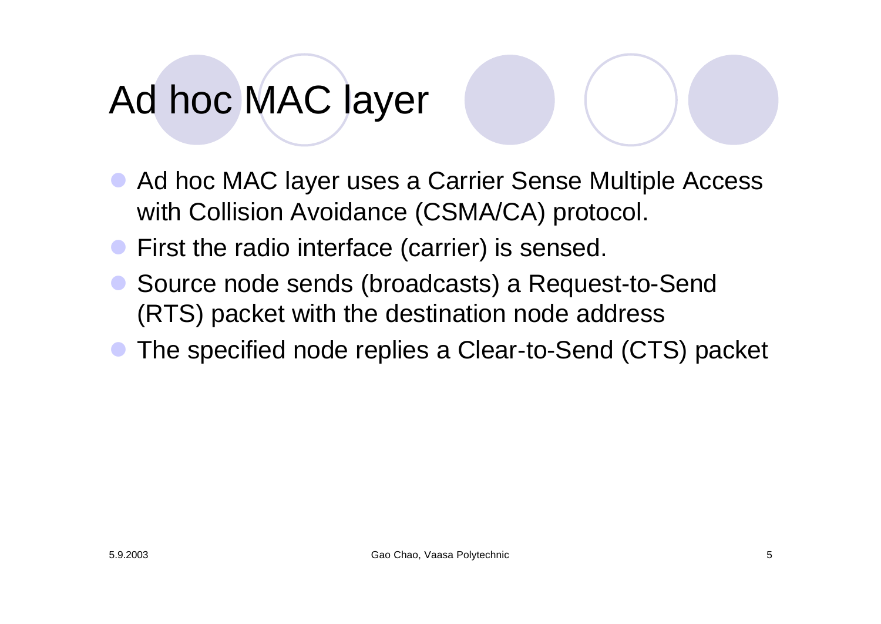# Ad hoc MAC layer

- Ad hoc MAC layer uses a Carrier Sense Multiple Access with Collision Avoidance (CSMA/CA) protocol.
- First the radio interface (carrier) is sensed.
- Source node sends (broadcasts) a Request-to-Send (RTS) packet with the destination node address
- The specified node replies a Clear-to-Send (CTS) packet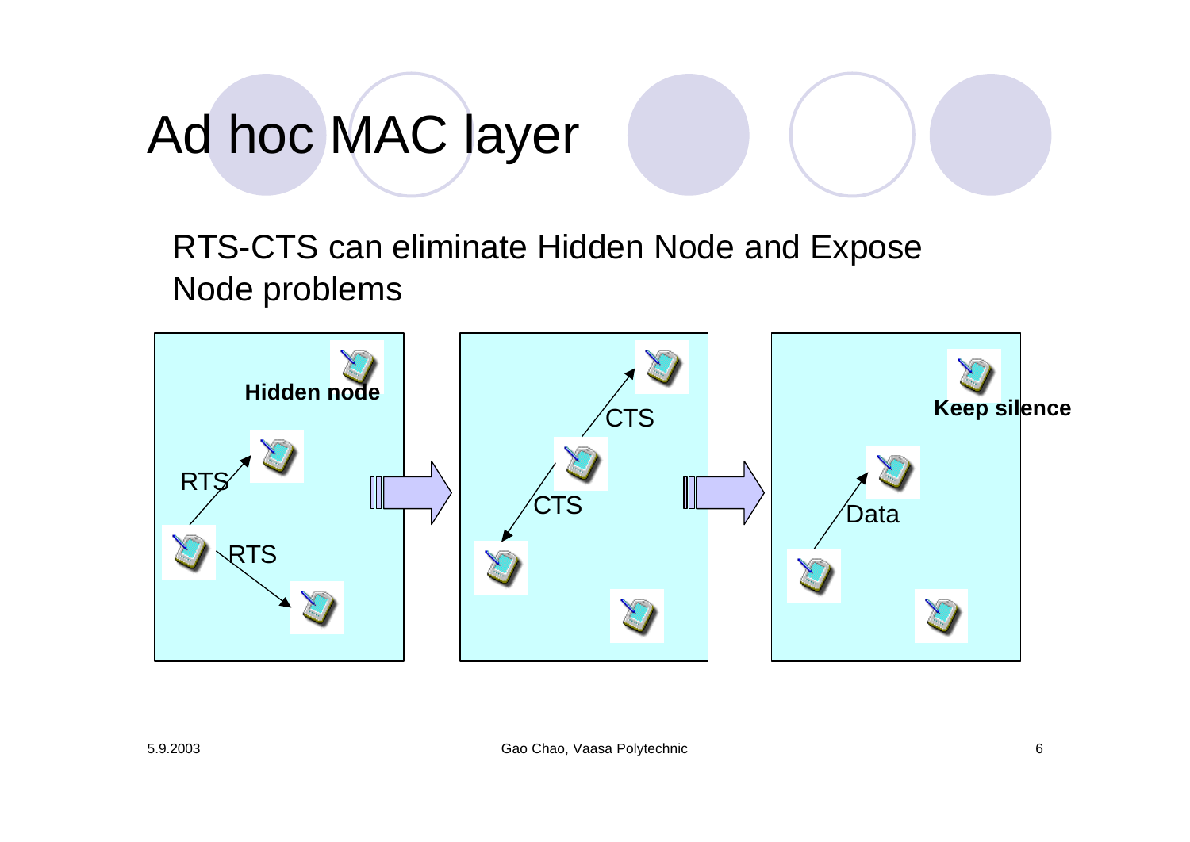# Ad hoc MAC layer

RTS-CTS can eliminate Hidden Node and Expose Node problems

Hidden node

RTS

RTS

CTS

CTS

Keep silence

Data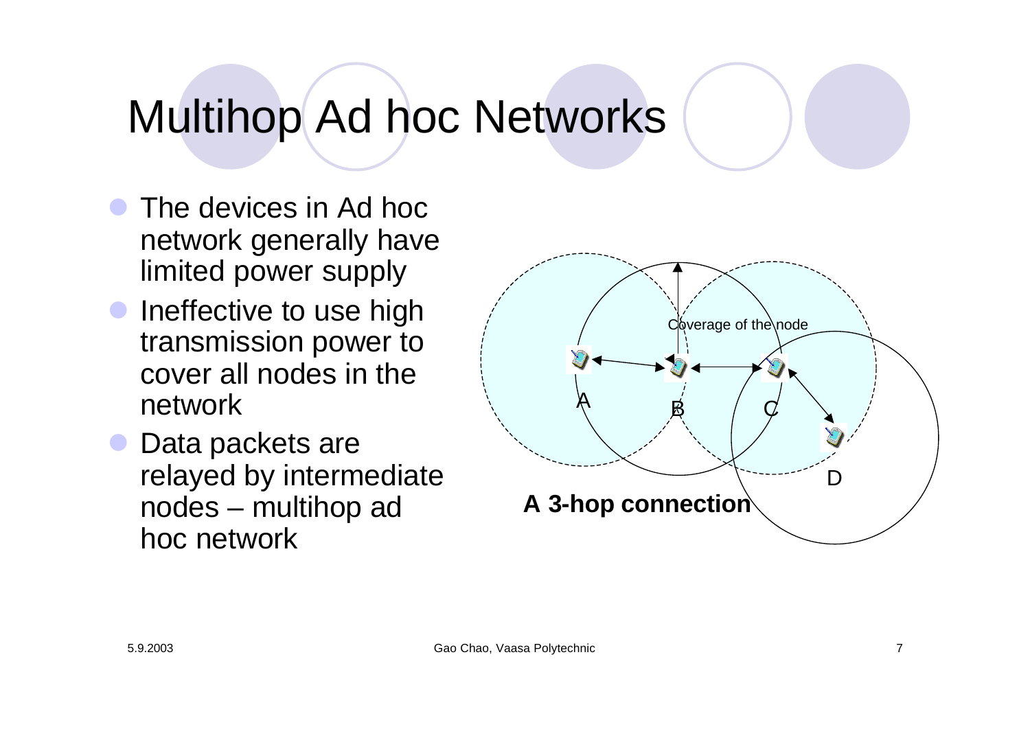# Multihop Ad hoc Networks

- The devices in Ad hoc network generally have limited power supply
- Ineffective to use high transmission power to cover all nodes in the network
- Data packets are relayed by intermediate nodes – multihop ad hoc network

Coverage of the node

A B C D

**A 3-hop connection**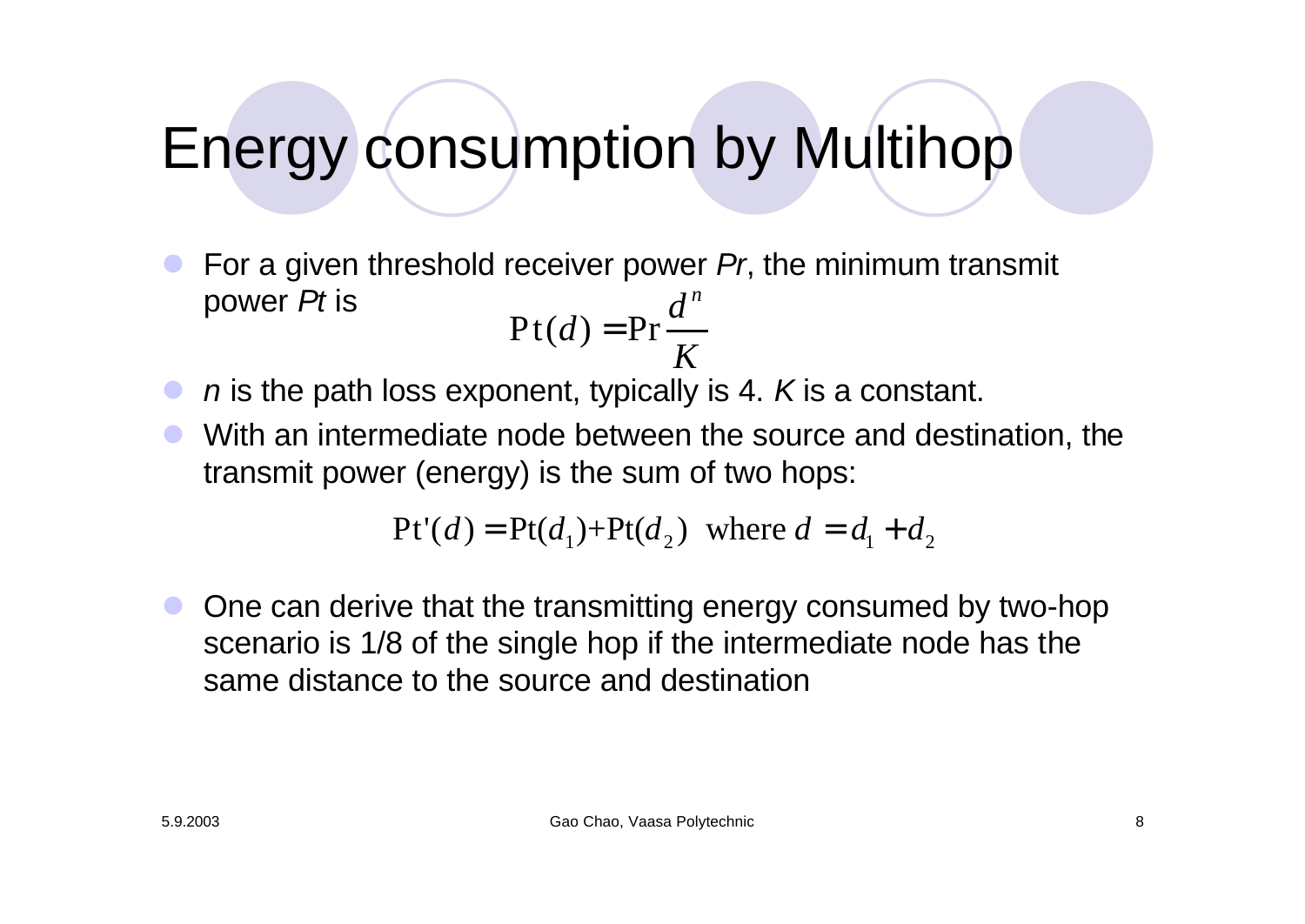# Energy consumption by Multihop

- For a given threshold receiver power *Pr*, the minimum transmit power *Pt* is

$$\mathrm{Pt}(d) = \mathrm{Pr}\frac{d^n}{K}$$

- $n$ is the path loss exponent, typically is 4. $K$ is a constant.
- With an intermediate node between the source and destination, the transmit power (energy) is the sum of two hops:

$$\mathrm{Pt'}(d) = \mathrm{Pt}(d_1) + \mathrm{Pt}(d_2) \quad \text{where } d = d_1 + d_2$$

- One can derive that the transmitting energy consumed by two-hop scenario is 1/8 of the single hop if the intermediate node has the same distance to the source and destination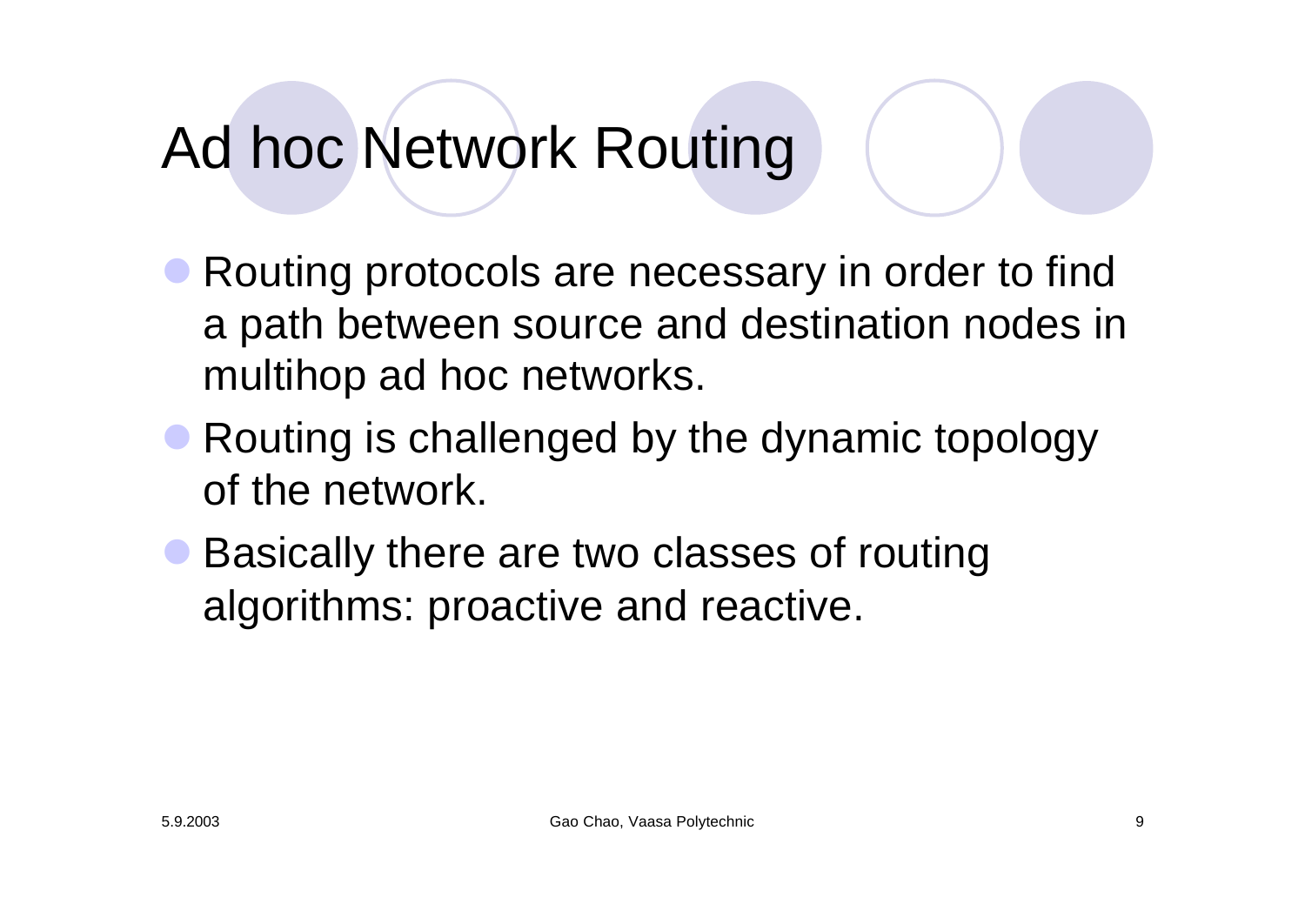# Ad hoc Network Routing

- Routing protocols are necessary in order to find a path between source and destination nodes in multihop ad hoc networks.
- Routing is challenged by the dynamic topology of the network.
- Basically there are two classes of routing algorithms: proactive and reactive.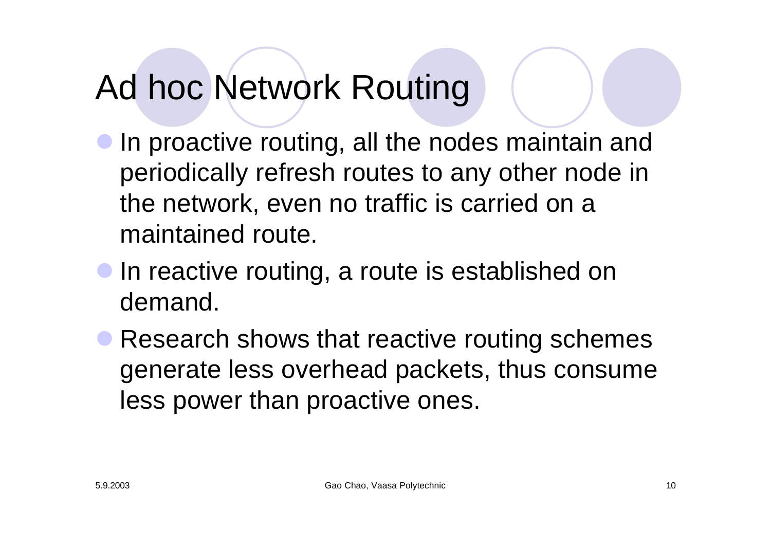# Ad hoc Network Routing

- In proactive routing, all the nodes maintain and periodically refresh routes to any other node in the network, even no traffic is carried on a maintained route.
- In reactive routing, a route is established on demand.
- Research shows that reactive routing schemes generate less overhead packets, thus consume less power than proactive ones.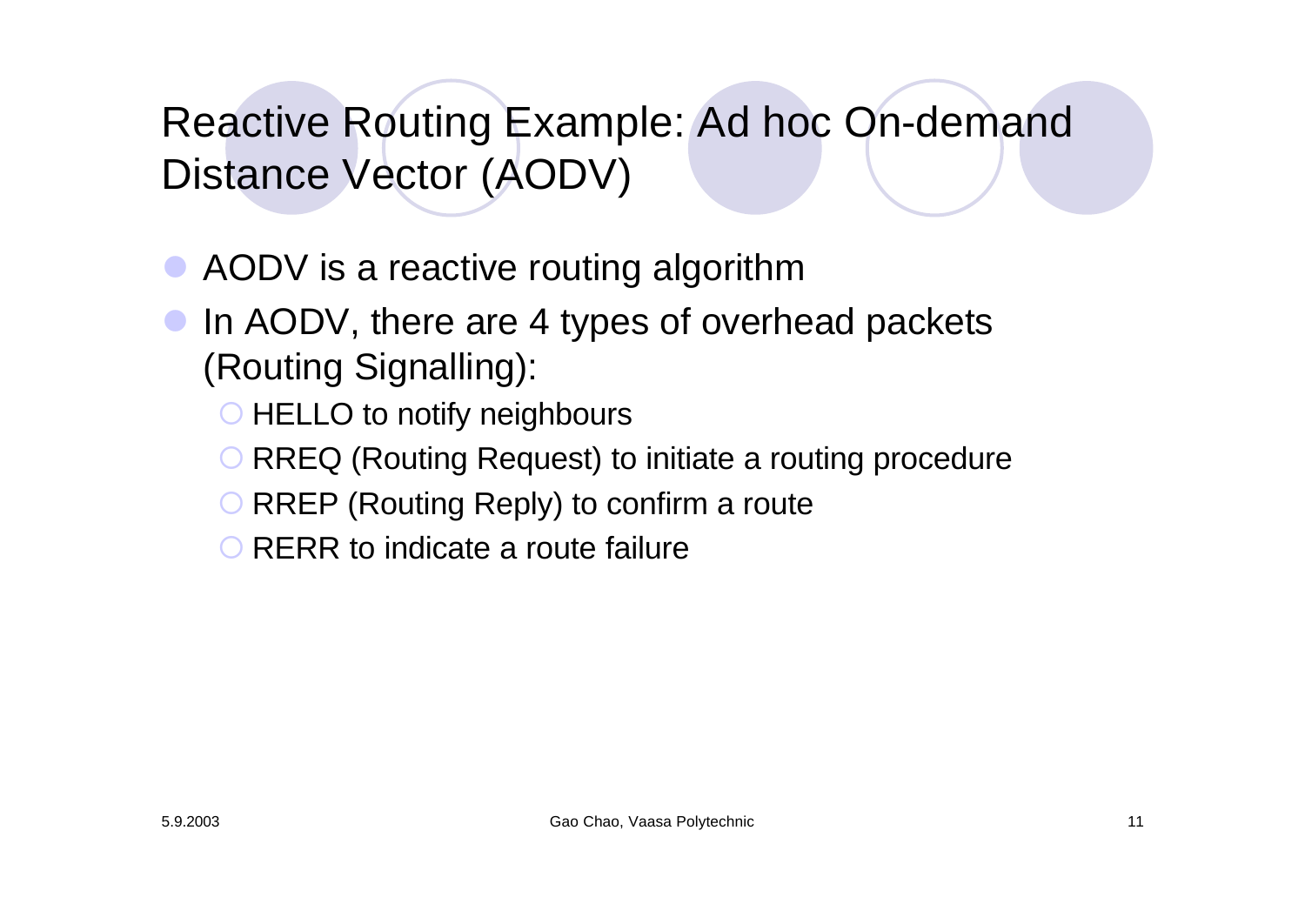# Reactive Routing Example: Ad hoc On-demand Distance Vector (AODV)

- AODV is a reactive routing algorithm
- In AODV, there are 4 types of overhead packets (Routing Signalling):
  - HELLO to notify neighbours
  - RREQ (Routing Request) to initiate a routing procedure
  - RREP (Routing Reply) to confirm a route
  - RERR to indicate a route failure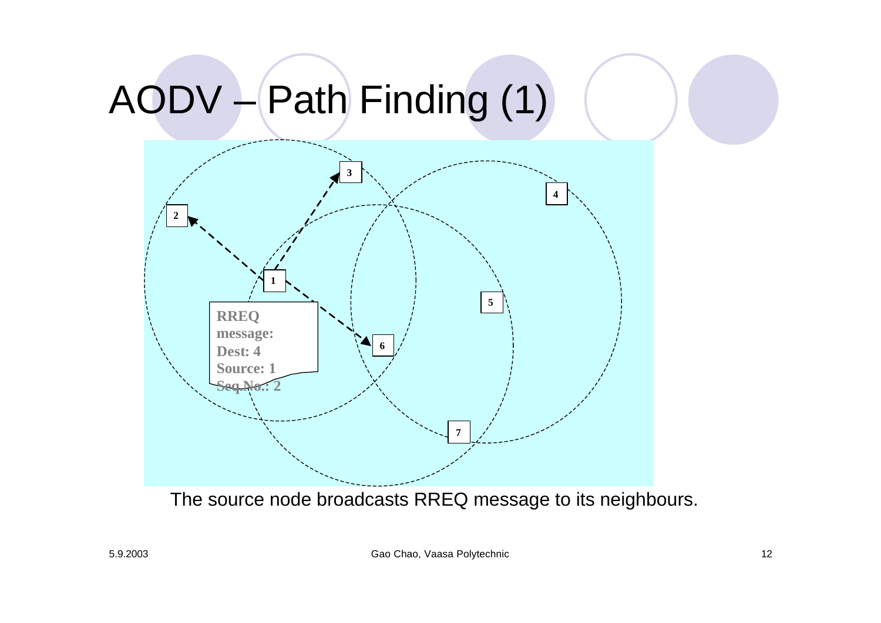# AODV – Path Finding (1)

RREQ message:
Dest: 4
Source: 1
Seq.No.: 2

The source node broadcasts RREQ message to its neighbours.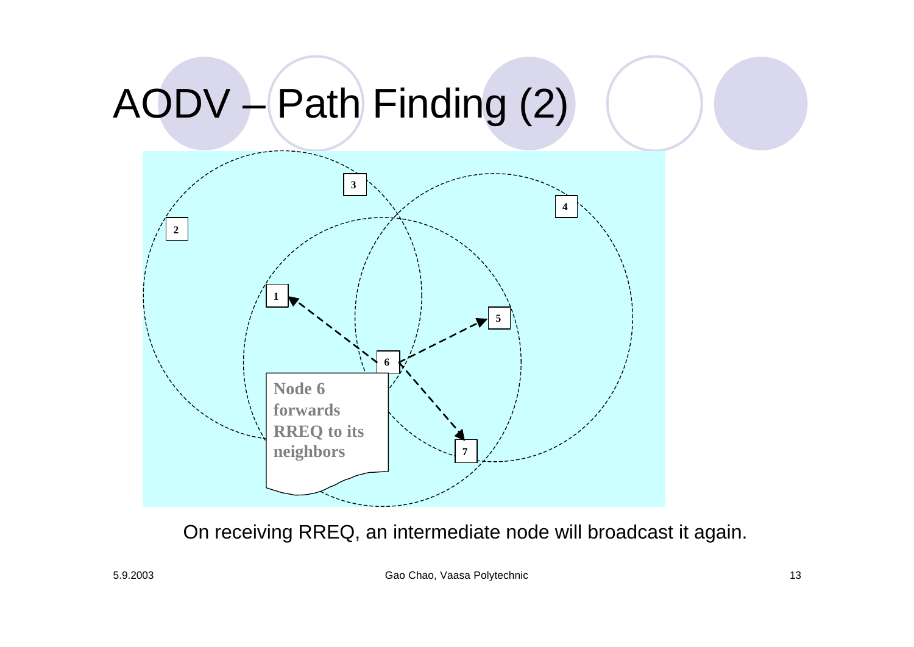# AODV – Path Finding (2)

3

4

2

1

5

6

Node 6 forwards RREQ to its neighbors

7

On receiving RREQ, an intermediate node will broadcast it again.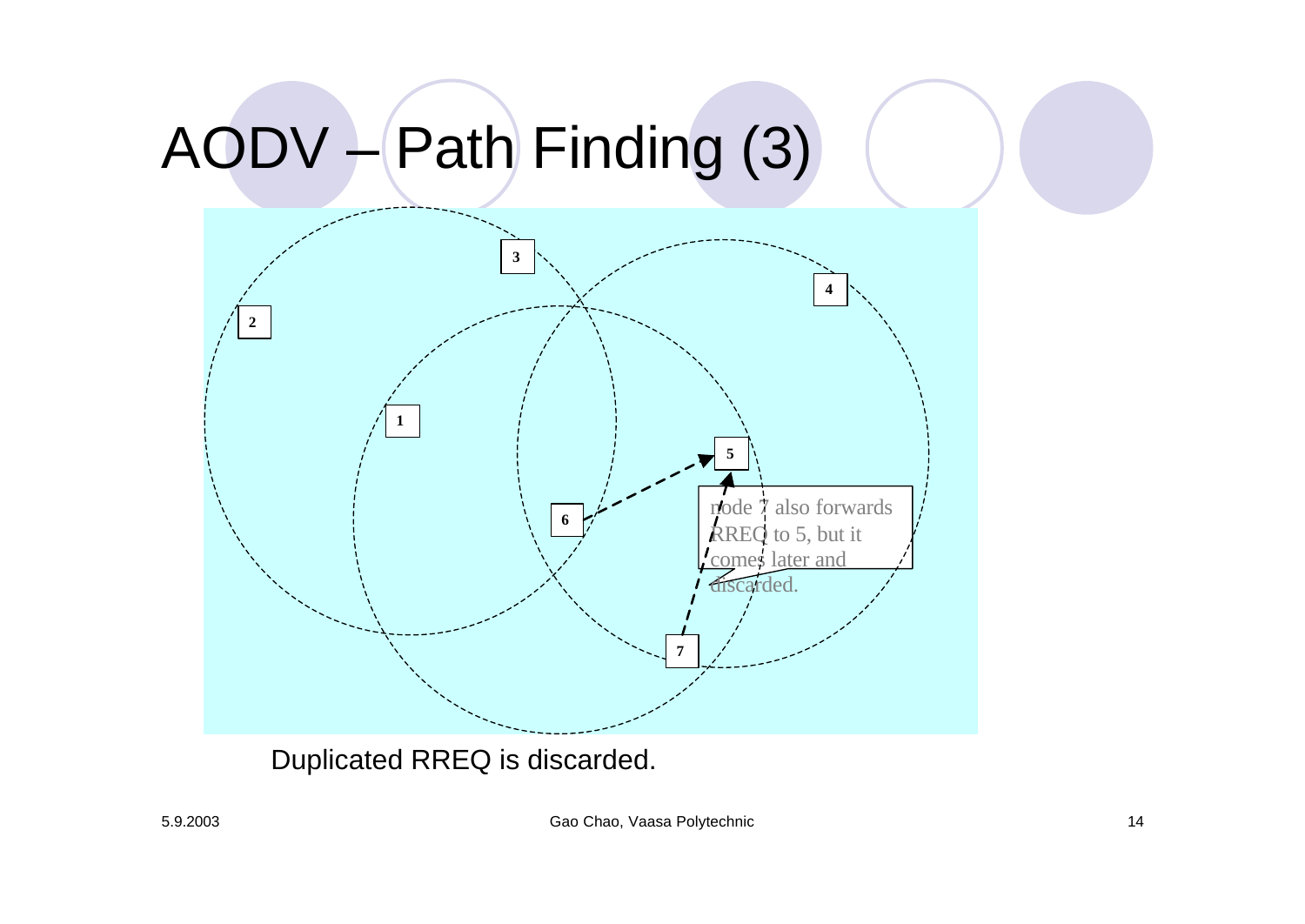# AODV – Path Finding (3)

3

4

2

1

5

6

node 7 also forwards RREQ to 5, but it comes later and discarded.

7

Duplicated RREQ is discarded.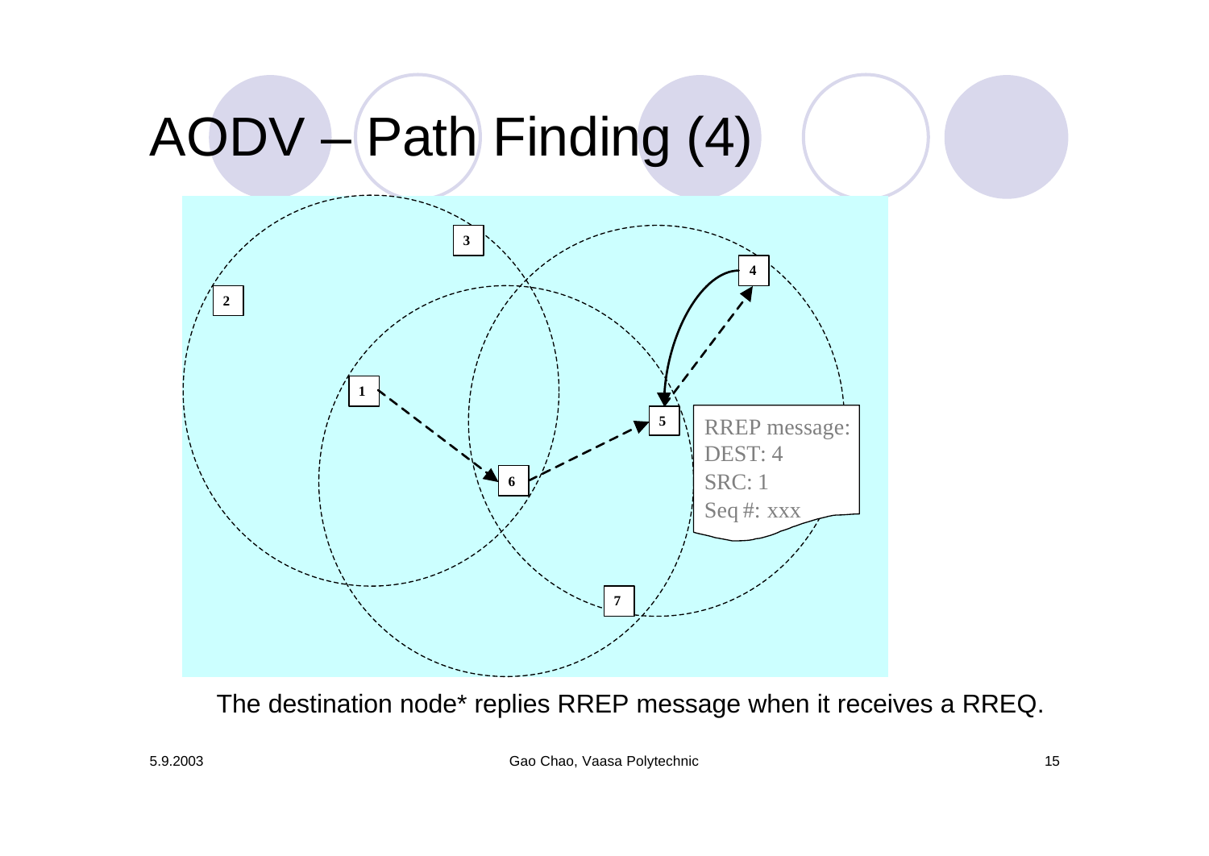# AODV – Path Finding (4)

RREP message:
DEST: 4
SRC: 1
Seq #: xxx

The destination node* replies RREP message when it receives a RREQ.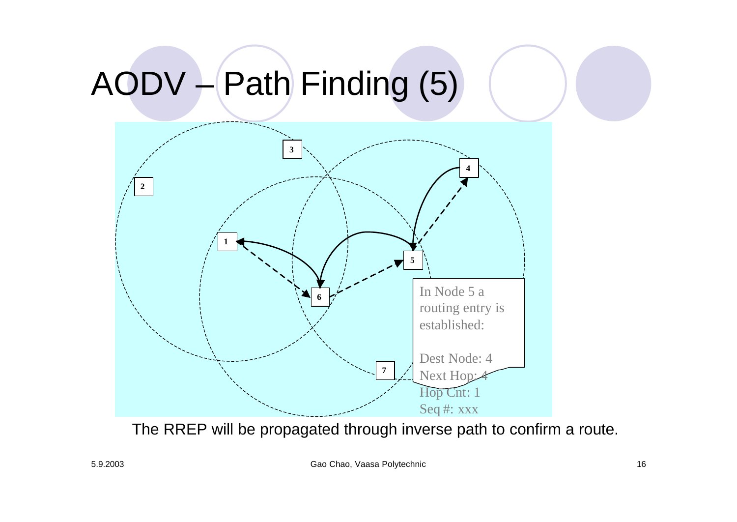# AODV – Path Finding (5)

1
2
3
4
5
6
7

In Node 5 a routing entry is established:

Dest Node: 4
Next Hop: 4
Hop Cnt: 1
Seq #: xxx

The RREP will be propagated through inverse path to confirm a route.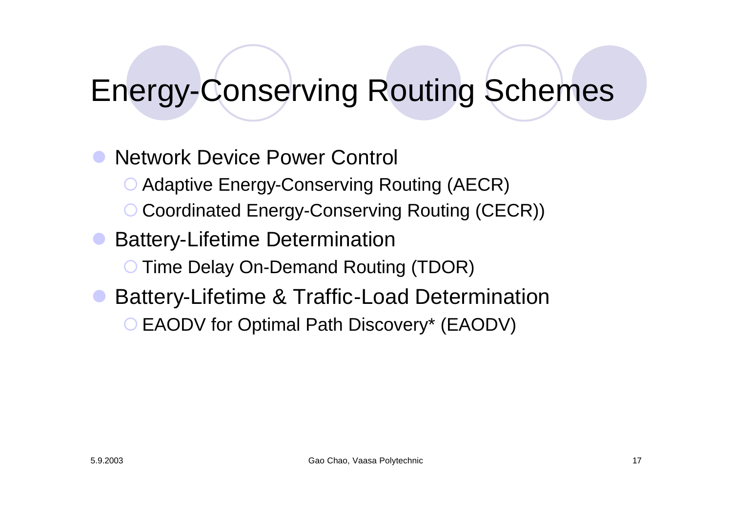# Energy-Conserving Routing Schemes

- Network Device Power Control
  - Adaptive Energy-Conserving Routing (AECR)
  - Coordinated Energy-Conserving Routing (CECR))
- Battery-Lifetime Determination
  - Time Delay On-Demand Routing (TDOR)
- Battery-Lifetime & Traffic-Load Determination
  - EAODV for Optimal Path Discovery* (EAODV)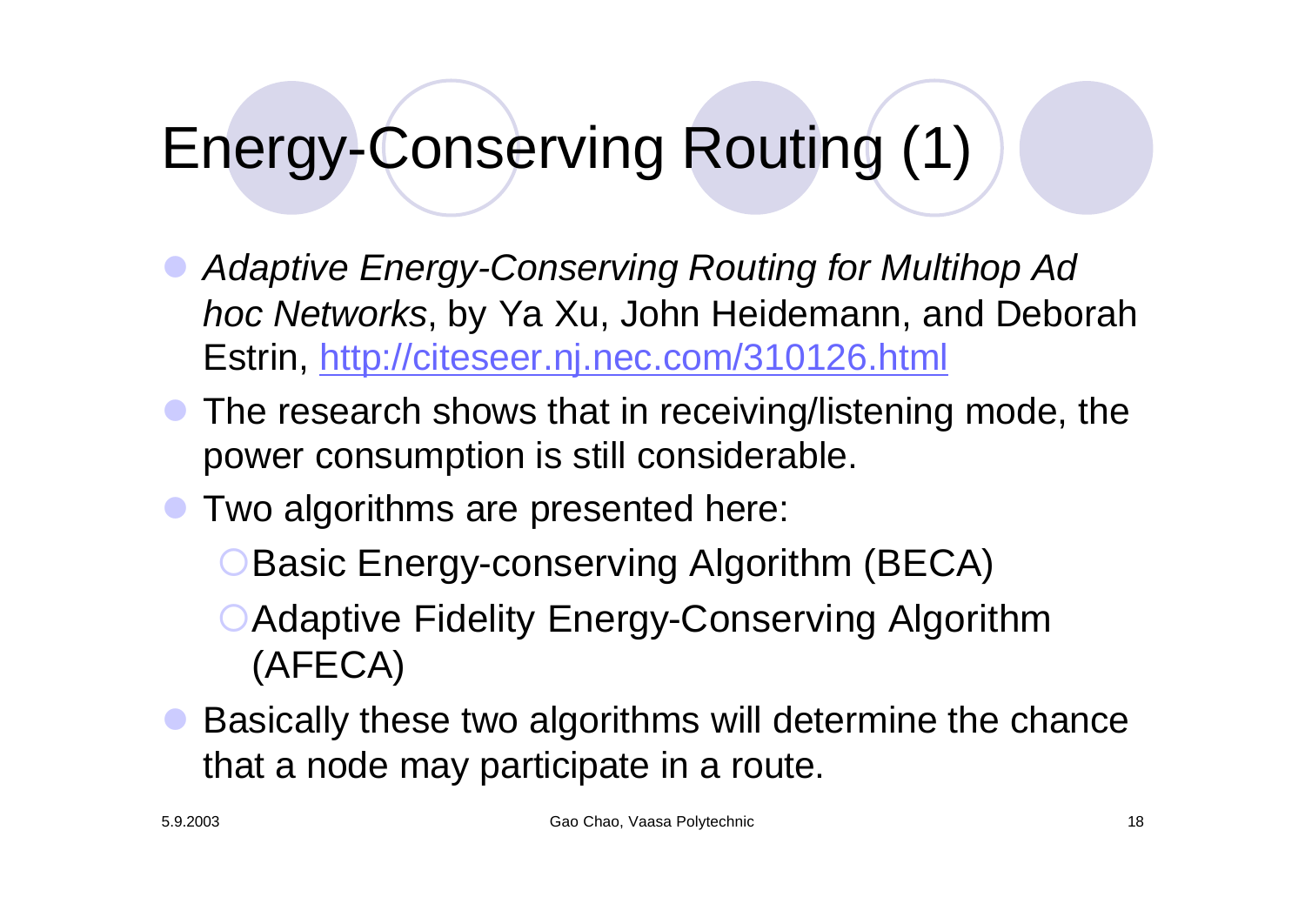# Energy-Conserving Routing (1)

- *Adaptive Energy-Conserving Routing for Multihop Ad hoc Networks*, by Ya Xu, John Heidemann, and Deborah Estrin, http://citeseer.nj.nec.com/310126.html
- The research shows that in receiving/listening mode, the power consumption is still considerable.
- Two algorithms are presented here:
  - Basic Energy-conserving Algorithm (BECA)
  - Adaptive Fidelity Energy-Conserving Algorithm (AFECA)
- Basically these two algorithms will determine the chance that a node may participate in a route.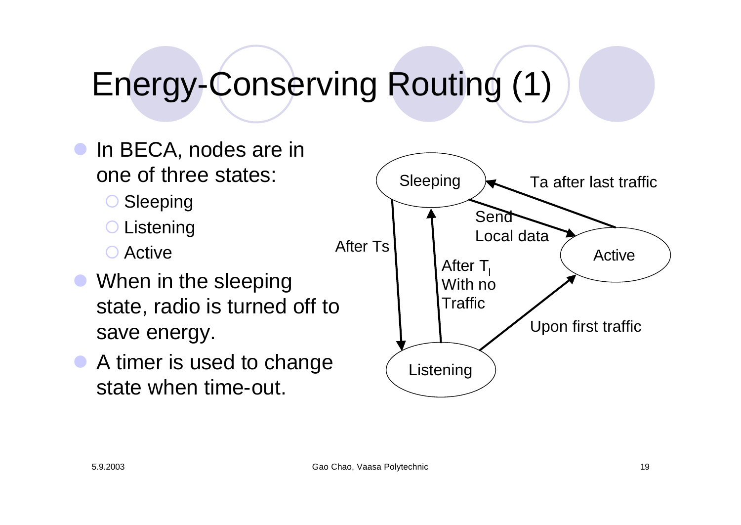# Energy-Conserving Routing (1)

- In BECA, nodes are in one of three states:
  - Sleeping
  - Listening
  - Active
- When in the sleeping state, radio is turned off to save energy.
- A timer is used to change state when time-out.

Sleeping

Active

Listening

Ta after last traffic

Send Local data

After Ts

After $T_l$ With no Traffic

Upon first traffic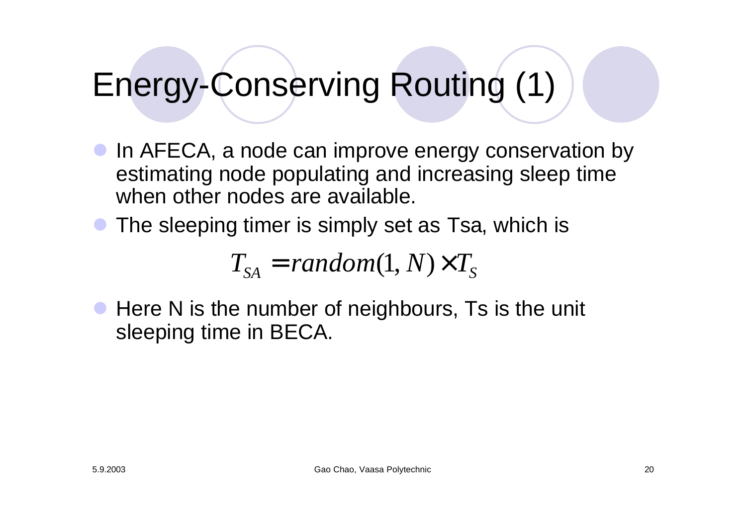# Energy-Conserving Routing (1)

- In AFECA, a node can improve energy conservation by estimating node populating and increasing sleep time when other nodes are available.
- The sleeping timer is simply set as Tsa, which is

$$T_{SA} = random(1, N) \times T_S$$

- Here N is the number of neighbours, Ts is the unit sleeping time in BECA.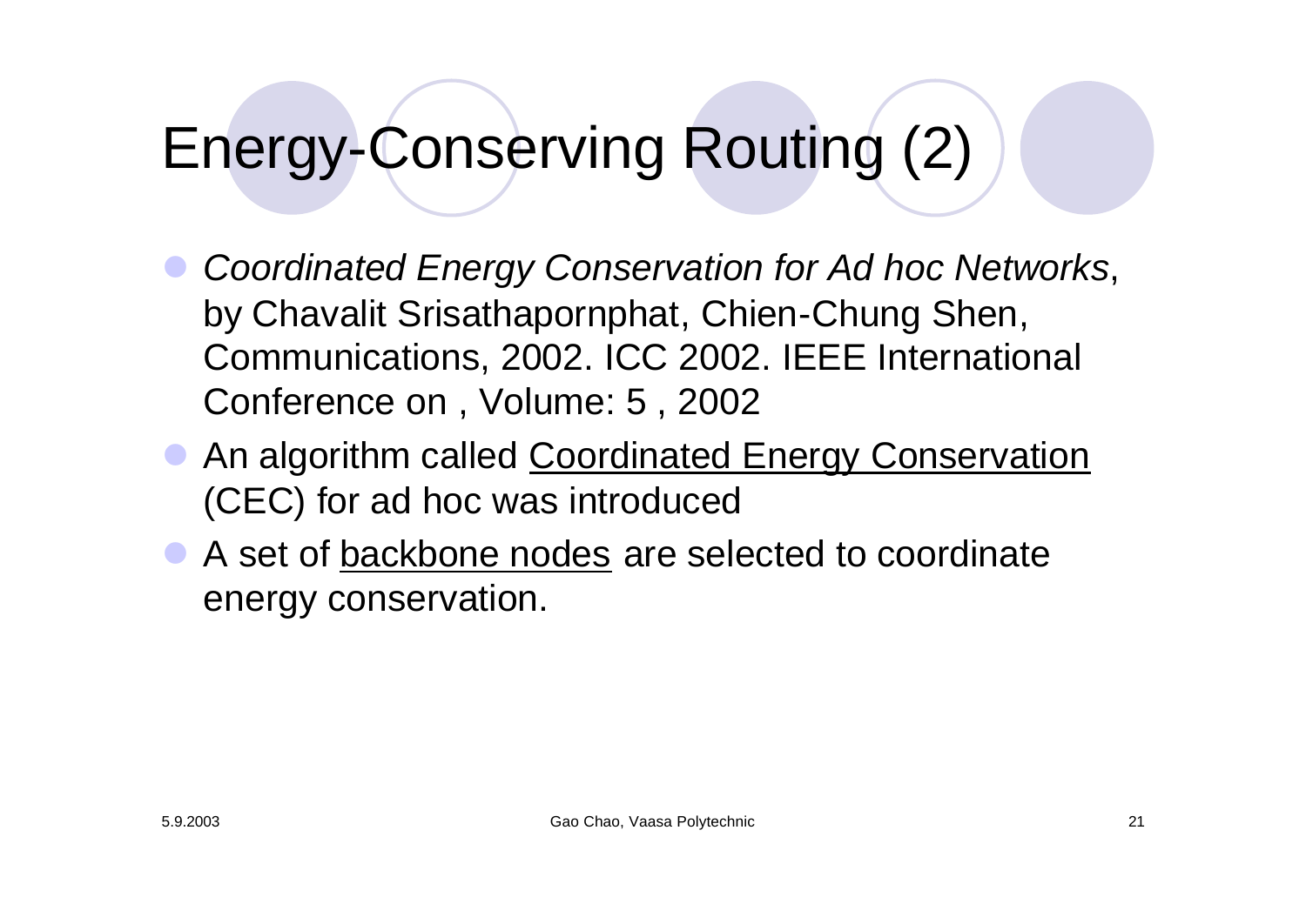# Energy-Conserving Routing (2)

- *Coordinated Energy Conservation for Ad hoc Networks*, by Chavalit Srisathapornphat, Chien-Chung Shen, Communications, 2002. ICC 2002. IEEE International Conference on , Volume: 5 , 2002
- An algorithm called <u>Coordinated Energy Conservation</u> (CEC) for ad hoc was introduced
- A set of <u>backbone nodes</u> are selected to coordinate energy conservation.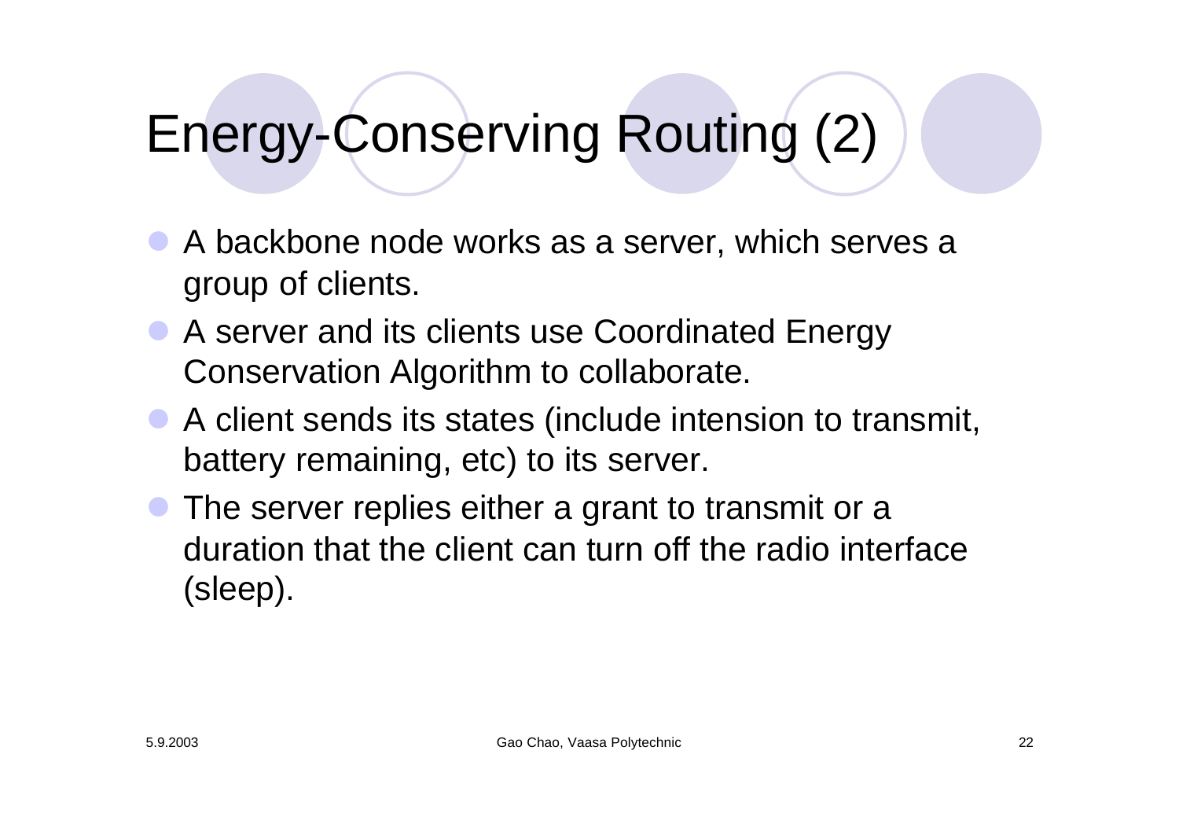# Energy-Conserving Routing (2)

- A backbone node works as a server, which serves a group of clients.
- A server and its clients use Coordinated Energy Conservation Algorithm to collaborate.
- A client sends its states (include intension to transmit, battery remaining, etc) to its server.
- The server replies either a grant to transmit or a duration that the client can turn off the radio interface (sleep).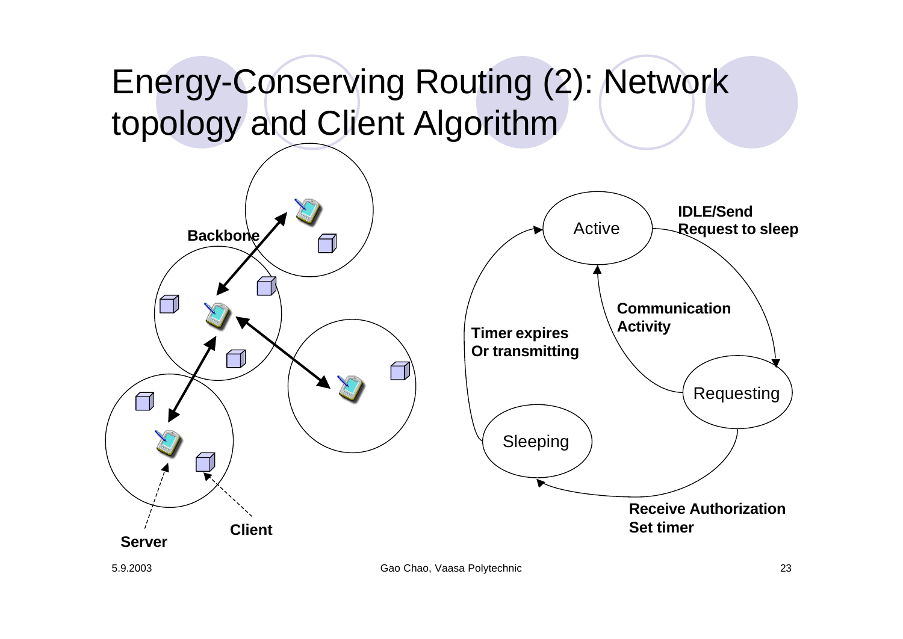# Energy-Conserving Routing (2): Network topology and Client Algorithm

Backbone

Server

Client

Active

IDLE/Send Request to sleep

Communication Activity

Timer expires Or transmitting

Requesting

Sleeping

Receive Authorization Set timer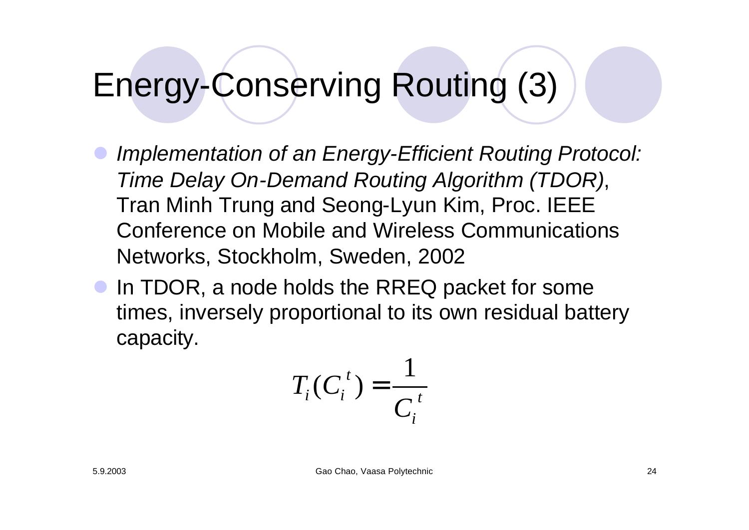# Energy-Conserving Routing (3)

- *Implementation of an Energy-Efficient Routing Protocol: Time Delay On-Demand Routing Algorithm (TDOR)*, Tran Minh Trung and Seong-Lyun Kim, Proc. IEEE Conference on Mobile and Wireless Communications Networks, Stockholm, Sweden, 2002
- In TDOR, a node holds the RREQ packet for some times, inversely proportional to its own residual battery capacity.

$$T_i(C_i^t) = \frac{1}{C_i^t}$$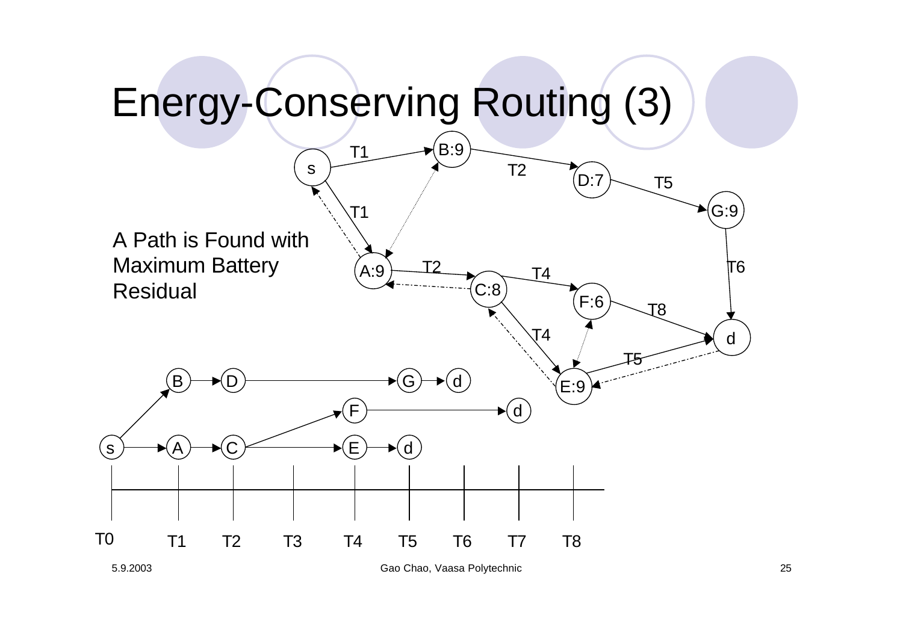# Energy-Conserving Routing (3)

A Path is Found with Maximum Battery Residual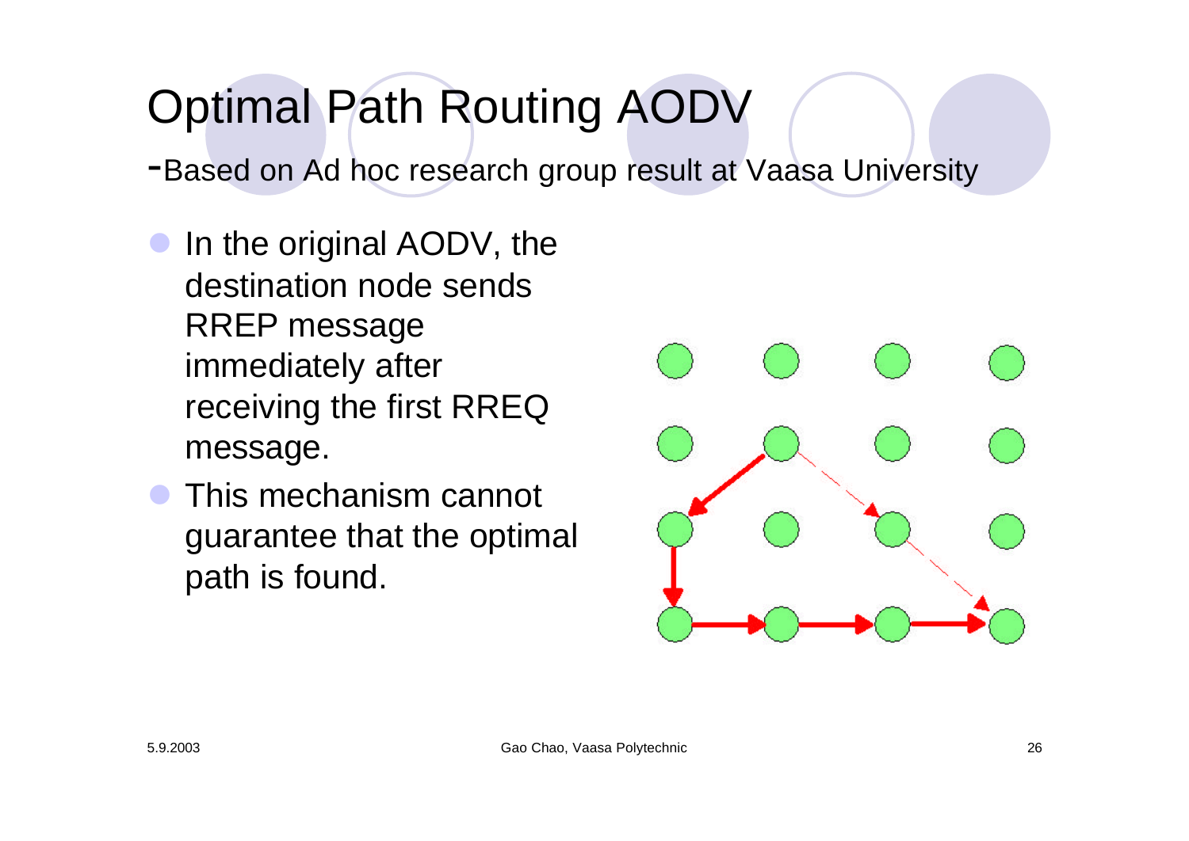# Optimal Path Routing AODV

-Based on Ad hoc research group result at Vaasa University

- In the original AODV, the destination node sends RREP message immediately after receiving the first RREQ message.
- This mechanism cannot guarantee that the optimal path is found.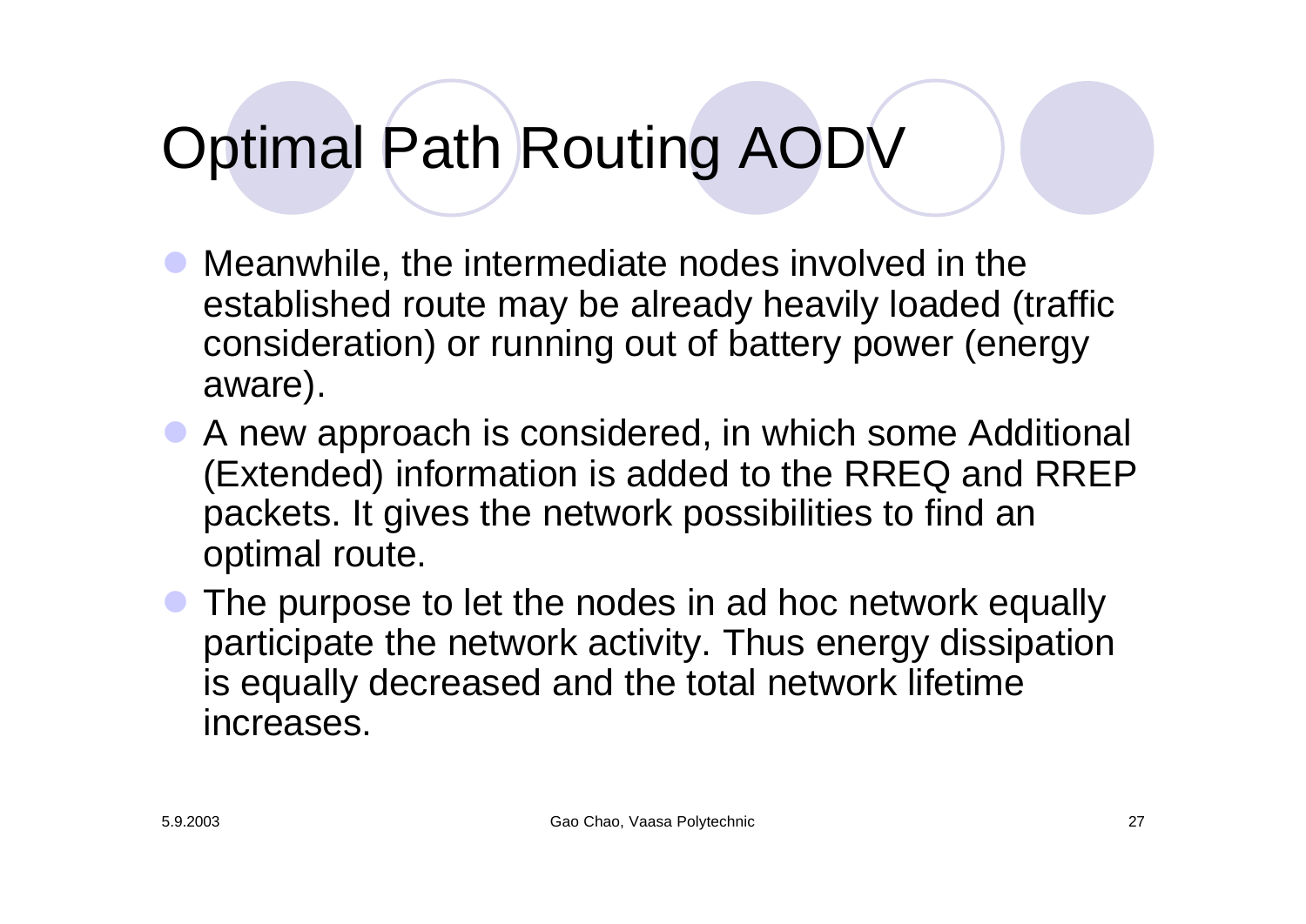# Optimal Path Routing AODV

- Meanwhile, the intermediate nodes involved in the established route may be already heavily loaded (traffic consideration) or running out of battery power (energy aware).
- A new approach is considered, in which some Additional (Extended) information is added to the RREQ and RREP packets. It gives the network possibilities to find an optimal route.
- The purpose to let the nodes in ad hoc network equally participate the network activity. Thus energy dissipation is equally decreased and the total network lifetime increases.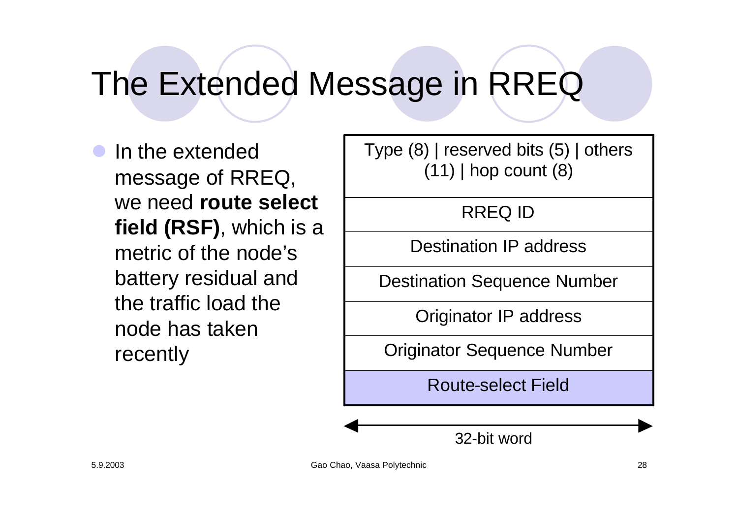# The Extended Message in RREQ

- In the extended message of RREQ, we need **route select field (RSF)**, which is a metric of the node's battery residual and the traffic load the node has taken recently

| Type (8) \| reserved bits (5) \| others (11) \| hop count (8) |
|---|
| RREQ ID |
| Destination IP address |
| Destination Sequence Number |
| Originator IP address |
| Originator Sequence Number |
| Route-select Field |

← 32-bit word →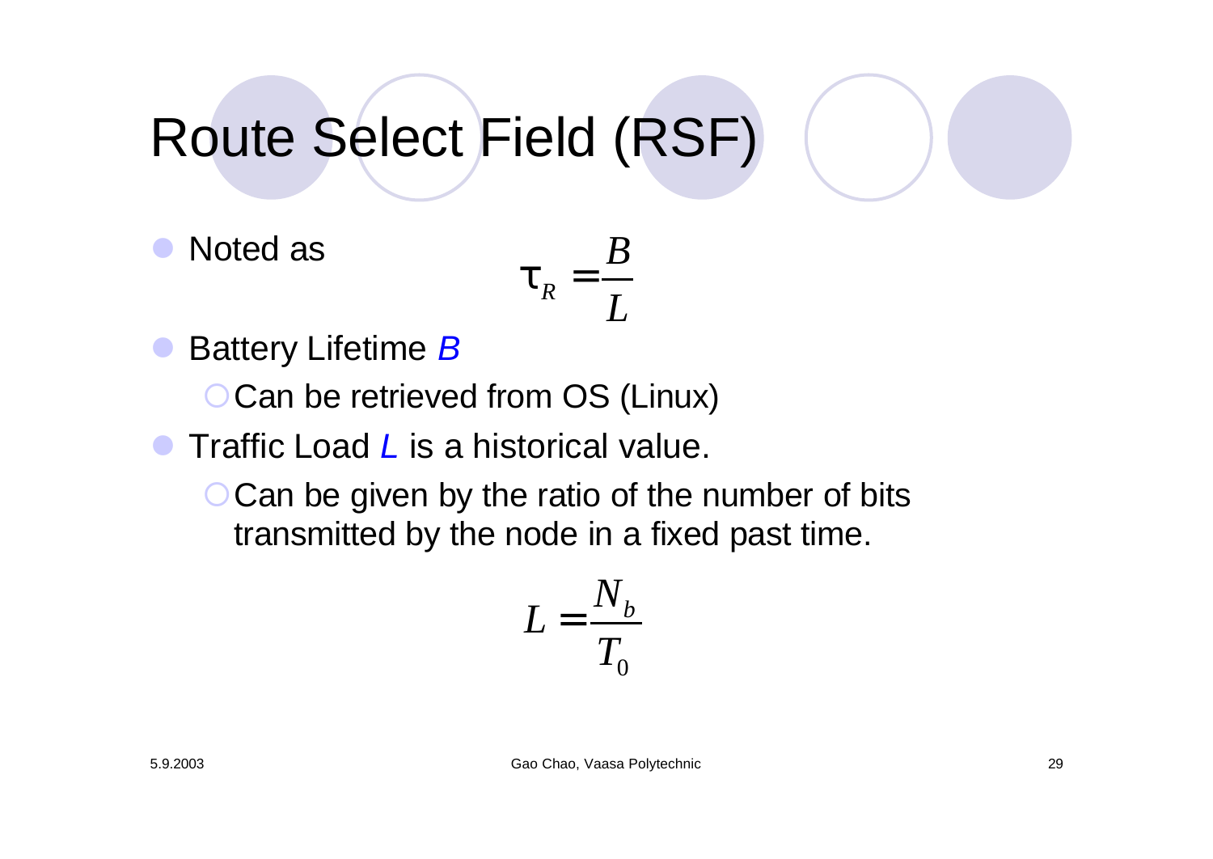# Route Select Field (RSF)

- Noted as

$$\tau_R = \frac{B}{L}$$

- Battery Lifetime *B*
  - Can be retrieved from OS (Linux)
- Traffic Load *L* is a historical value.
  - Can be given by the ratio of the number of bits transmitted by the node in a fixed past time.

$$L = \frac{N_b}{T_0}$$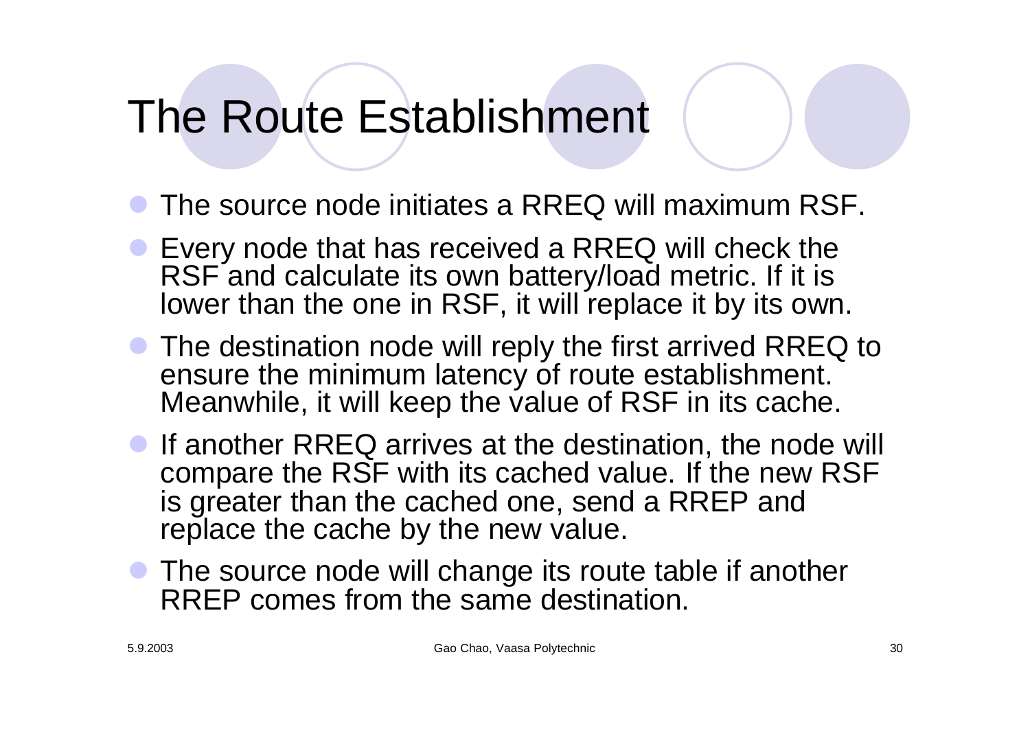# The Route Establishment

- The source node initiates a RREQ will maximum RSF.
- Every node that has received a RREQ will check the RSF and calculate its own battery/load metric. If it is lower than the one in RSF, it will replace it by its own.
- The destination node will reply the first arrived RREQ to ensure the minimum latency of route establishment. Meanwhile, it will keep the value of RSF in its cache.
- If another RREQ arrives at the destination, the node will compare the RSF with its cached value. If the new RSF is greater than the cached one, send a RREP and replace the cache by the new value.
- The source node will change its route table if another RREP comes from the same destination.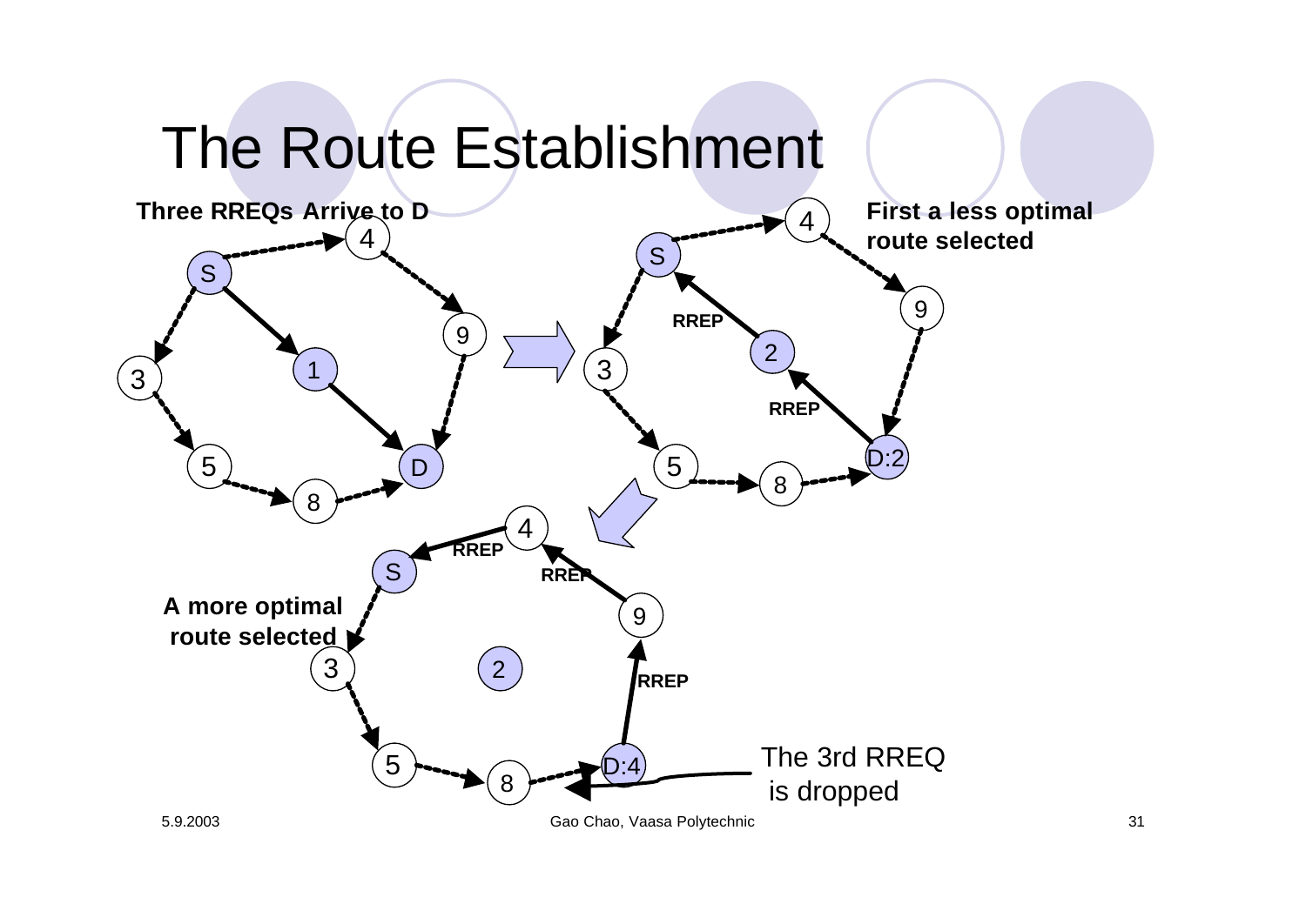# The Route Establishment

**Three RREQs Arrive to D**

**First a less optimal route selected**

**A more optimal route selected**

The 3rd RREQ is dropped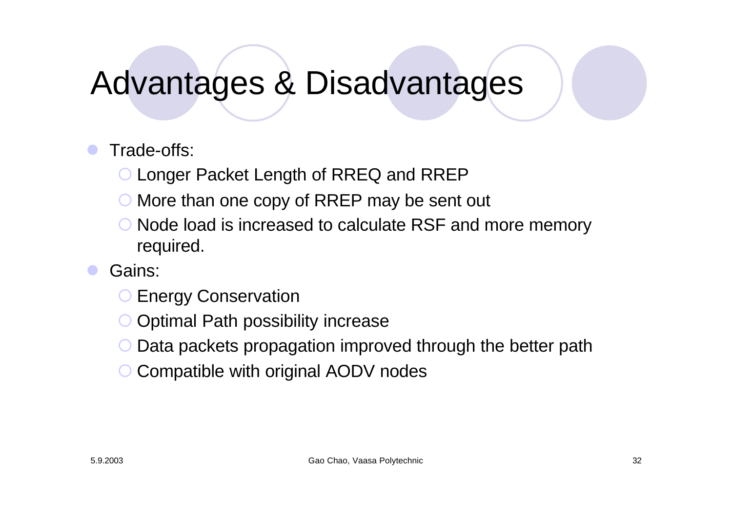# Advantages & Disadvantages

- Trade-offs:
  - Longer Packet Length of RREQ and RREP
  - More than one copy of RREP may be sent out
  - Node load is increased to calculate RSF and more memory required.
- Gains:
  - Energy Conservation
  - Optimal Path possibility increase
  - Data packets propagation improved through the better path
  - Compatible with original AODV nodes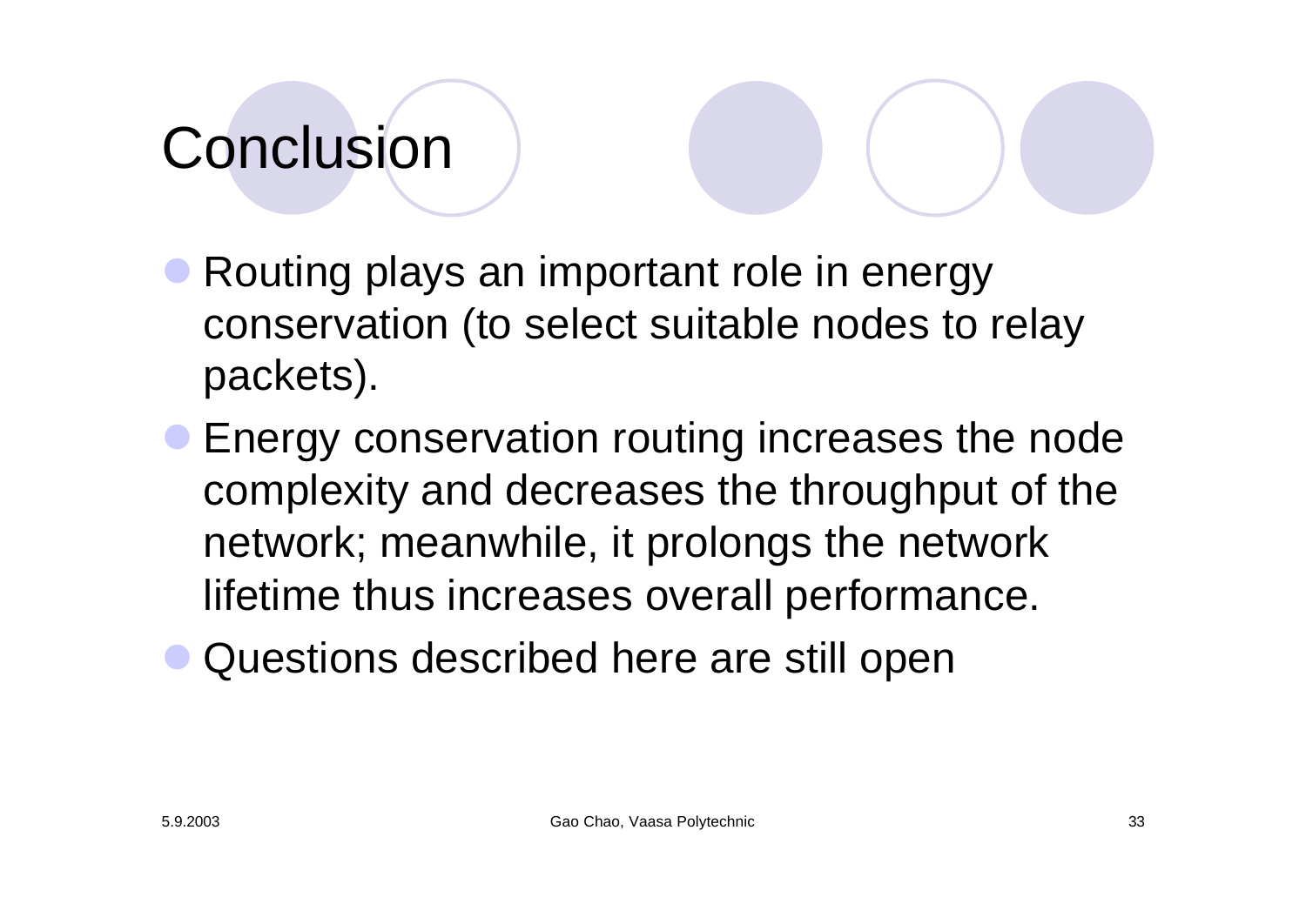# Conclusion

- Routing plays an important role in energy conservation (to select suitable nodes to relay packets).
- Energy conservation routing increases the node complexity and decreases the throughput of the network; meanwhile, it prolongs the network lifetime thus increases overall performance.
- Questions described here are still open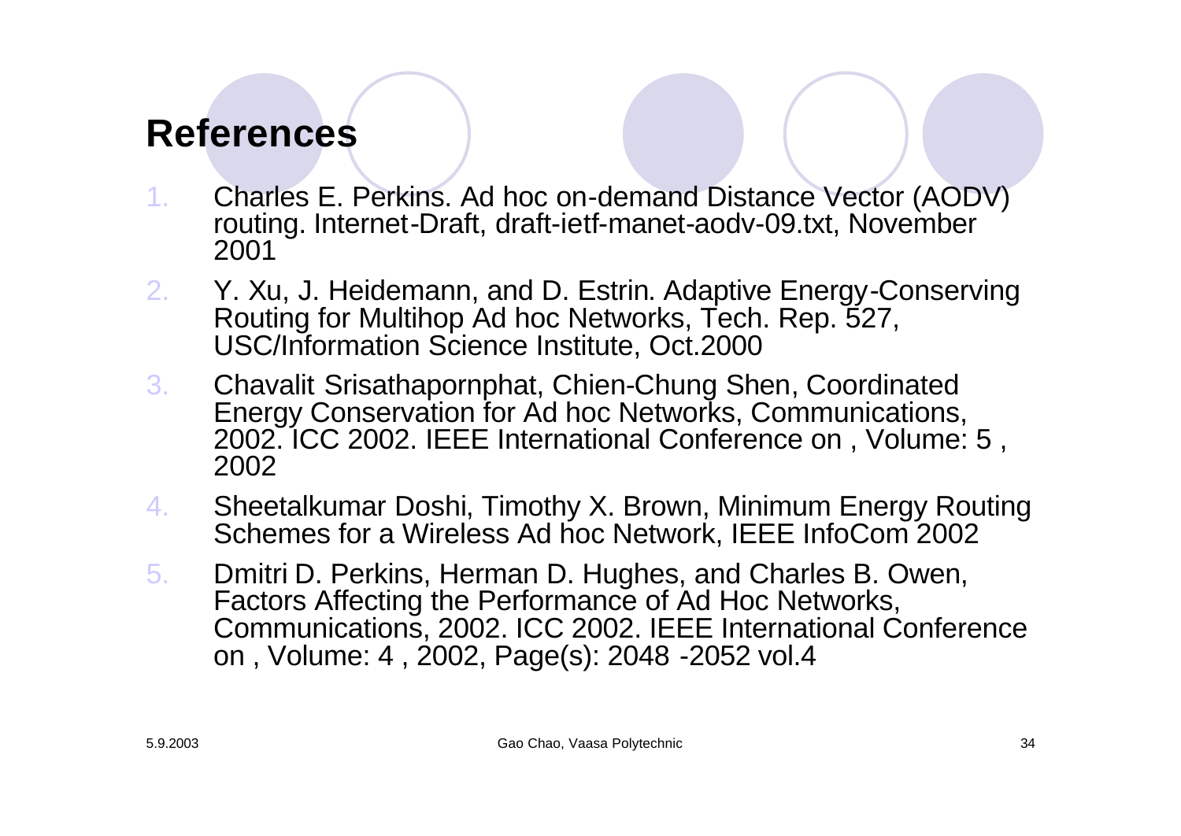# References

1. Charles E. Perkins. Ad hoc on-demand Distance Vector (AODV) routing. Internet-Draft, draft-ietf-manet-aodv-09.txt, November 2001
2. Y. Xu, J. Heidemann, and D. Estrin. Adaptive Energy-Conserving Routing for Multihop Ad hoc Networks, Tech. Rep. 527, USC/Information Science Institute, Oct.2000
3. Chavalit Srisathapornphat, Chien-Chung Shen, Coordinated Energy Conservation for Ad hoc Networks, Communications, 2002. ICC 2002. IEEE International Conference on , Volume: 5 , 2002
4. Sheetalkumar Doshi, Timothy X. Brown, Minimum Energy Routing Schemes for a Wireless Ad hoc Network, IEEE InfoCom 2002
5. Dmitri D. Perkins, Herman D. Hughes, and Charles B. Owen, Factors Affecting the Performance of Ad Hoc Networks, Communications, 2002. ICC 2002. IEEE International Conference on , Volume: 4 , 2002, Page(s): 2048 -2052 vol.4